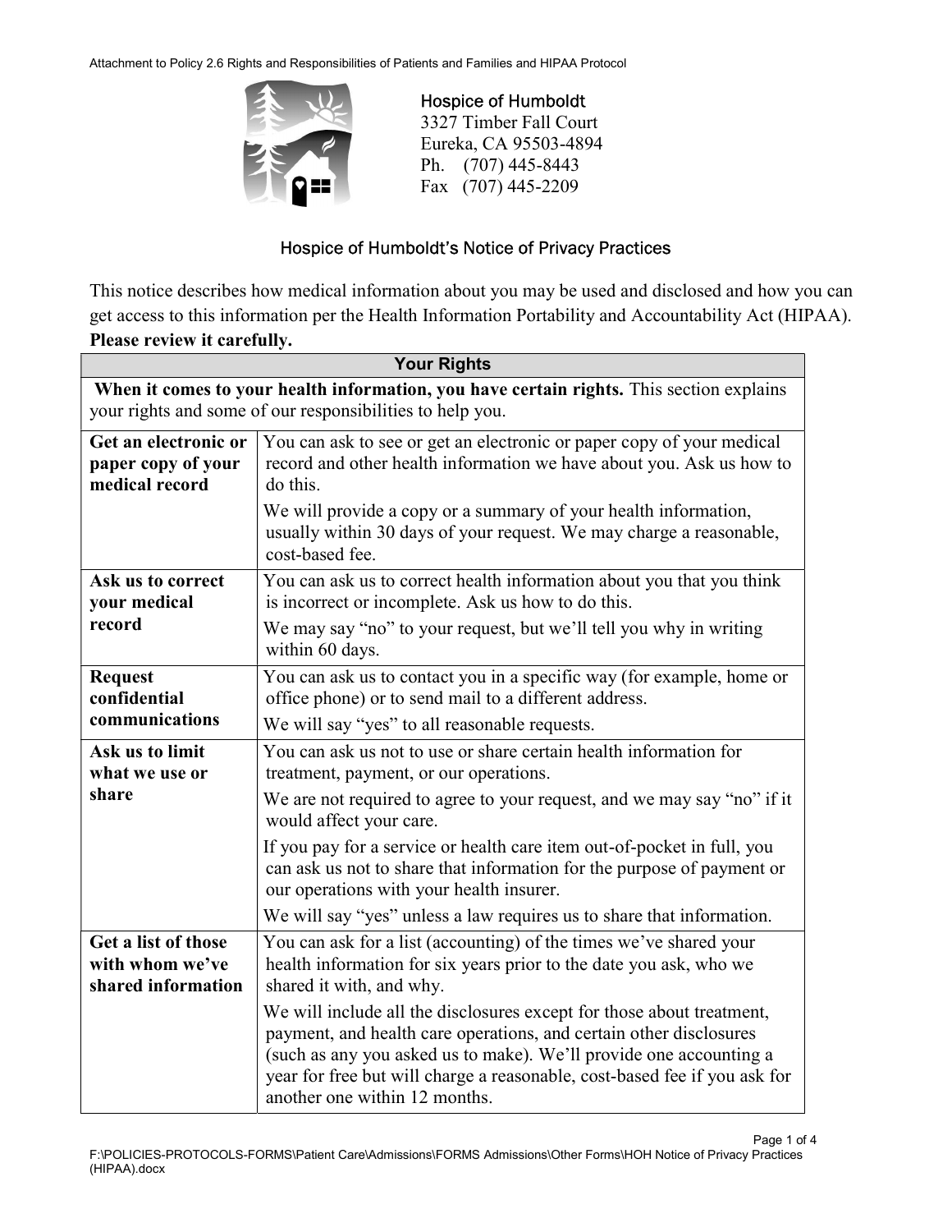Hospice of Humboldt
3327 Timber Fall Court
Eureka, CA 95503-4894
Ph. (707) 445-8443
Fax (707) 445-2209

## Hospice of Humboldt's Notice of Privacy Practices

This notice describes how medical information about you may be used and disclosed and how you can get access to this information per the Health Information Portability and Accountability Act (HIPAA). **Please review it carefully.**

| Your Rights | |
|---|---|
| **When it comes to your health information, you have certain rights.** This section explains your rights and some of our responsibilities to help you. | |
| **Get an electronic or paper copy of your medical record** | You can ask to see or get an electronic or paper copy of your medical record and other health information we have about you. Ask us how to do this.<br><br>We will provide a copy or a summary of your health information, usually within 30 days of your request. We may charge a reasonable, cost-based fee. |
| **Ask us to correct your medical record** | You can ask us to correct health information about you that you think is incorrect or incomplete. Ask us how to do this.<br><br>We may say "no" to your request, but we'll tell you why in writing within 60 days. |
| **Request confidential communications** | You can ask us to contact you in a specific way (for example, home or office phone) or to send mail to a different address.<br><br>We will say "yes" to all reasonable requests. |
| **Ask us to limit what we use or share** | You can ask us not to use or share certain health information for treatment, payment, or our operations.<br><br>We are not required to agree to your request, and we may say "no" if it would affect your care.<br><br>If you pay for a service or health care item out-of-pocket in full, you can ask us not to share that information for the purpose of payment or our operations with your health insurer.<br><br>We will say "yes" unless a law requires us to share that information. |
| **Get a list of those with whom we've shared information** | You can ask for a list (accounting) of the times we've shared your health information for six years prior to the date you ask, who we shared it with, and why.<br><br>We will include all the disclosures except for those about treatment, payment, and health care operations, and certain other disclosures (such as any you asked us to make). We'll provide one accounting a year for free but will charge a reasonable, cost-based fee if you ask for another one within 12 months. |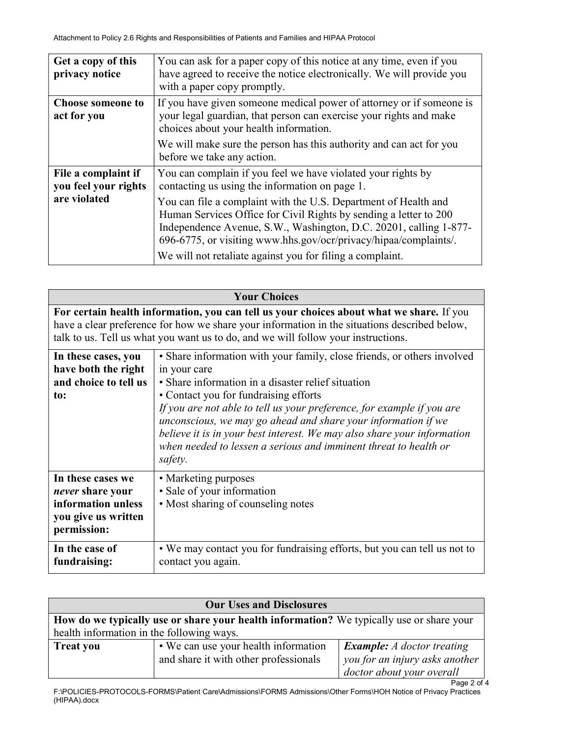| | |
|---|---|
| **Get a copy of this privacy notice** | You can ask for a paper copy of this notice at any time, even if you have agreed to receive the notice electronically. We will provide you with a paper copy promptly. |
| **Choose someone to act for you** | If you have given someone medical power of attorney or if someone is your legal guardian, that person can exercise your rights and make choices about your health information.<br>We will make sure the person has this authority and can act for you before we take any action. |
| **File a complaint if you feel your rights are violated** | You can complain if you feel we have violated your rights by contacting us using the information on page 1.<br>You can file a complaint with the U.S. Department of Health and Human Services Office for Civil Rights by sending a letter to 200 Independence Avenue, S.W., Washington, D.C. 20201, calling 1-877-696-6775, or visiting www.hhs.gov/ocr/privacy/hipaa/complaints/.<br>We will not retaliate against you for filing a complaint. |

| **Your Choices** | |
|---|---|
| **For certain health information, you can tell us your choices about what we share.** If you have a clear preference for how we share your information in the situations described below, talk to us. Tell us what you want us to do, and we will follow your instructions. | |
| **In these cases, you have both the right and choice to tell us to:** | • Share information with your family, close friends, or others involved in your care<br>• Share information in a disaster relief situation<br>• Contact you for fundraising efforts<br>*If you are not able to tell us your preference, for example if you are unconscious, we may go ahead and share your information if we believe it is in your best interest. We may also share your information when needed to lessen a serious and imminent threat to health or safety.* |
| **In these cases we *never* share your information unless you give us written permission:** | • Marketing purposes<br>• Sale of your information<br>• Most sharing of counseling notes |
| **In the case of fundraising:** | • We may contact you for fundraising efforts, but you can tell us not to contact you again. |

| **Our Uses and Disclosures** | | |
|---|---|---|
| **How do we typically use or share your health information?** We typically use or share your health information in the following ways. | | |
| **Treat you** | • We can use your health information and share it with other professionals | ***Example:*** *A doctor treating you for an injury asks another doctor about your overall* |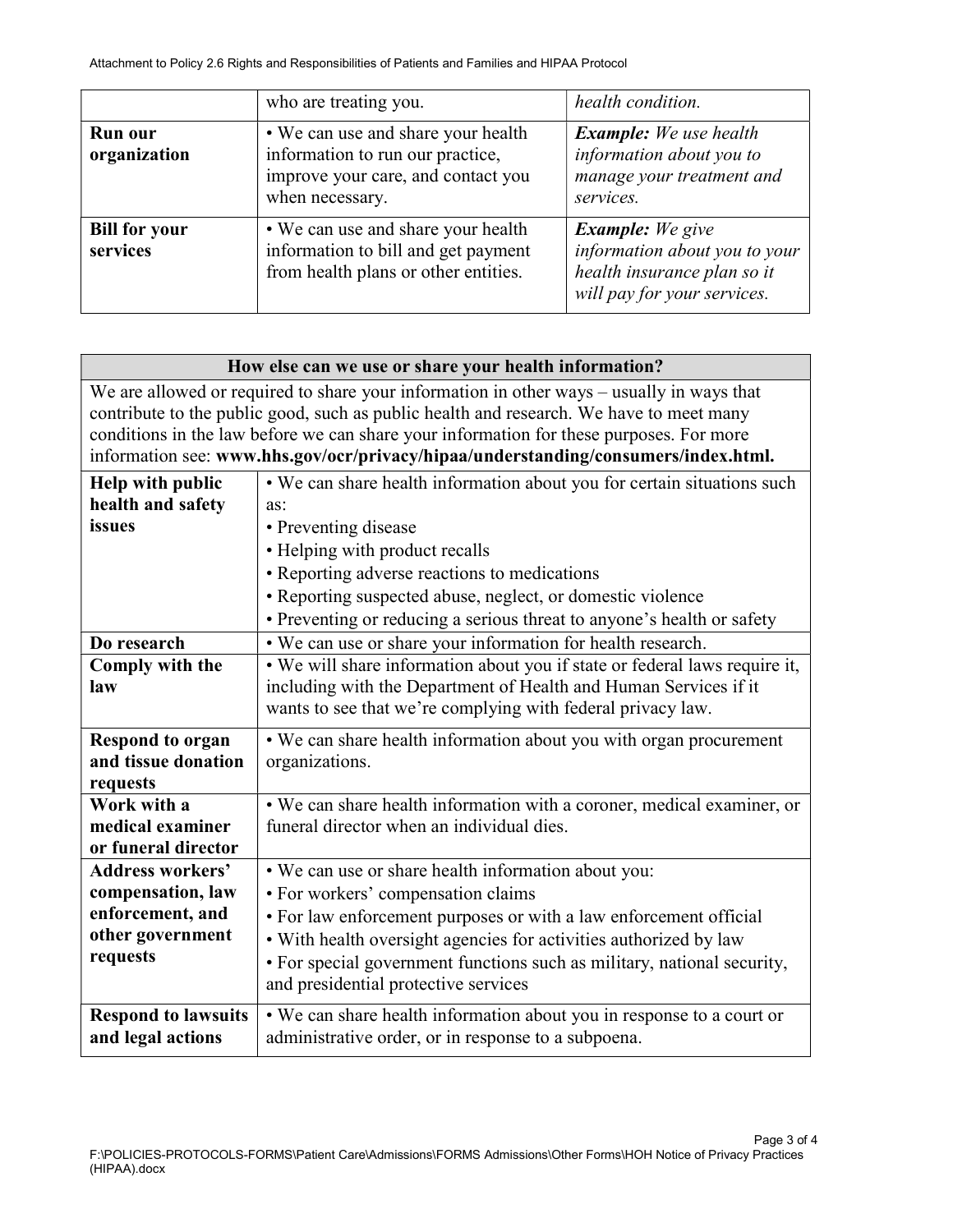| | | |
|---|---|---|
| | who are treating you. | *health condition.* |
| **Run our organization** | • We can use and share your health information to run our practice, improve your care, and contact you when necessary. | ***Example:*** *We use health information about you to manage your treatment and services.* |
| **Bill for your services** | • We can use and share your health information to bill and get payment from health plans or other entities. | ***Example:*** *We give information about you to your health insurance plan so it will pay for your services.* |

| **How else can we use or share your health information?** | |
|---|---|
| We are allowed or required to share your information in other ways – usually in ways that contribute to the public good, such as public health and research. We have to meet many conditions in the law before we can share your information for these purposes. For more information see: **www.hhs.gov/ocr/privacy/hipaa/understanding/consumers/index.html.** | |
| **Help with public health and safety issues** | • We can share health information about you for certain situations such as:<br>• Preventing disease<br>• Helping with product recalls<br>• Reporting adverse reactions to medications<br>• Reporting suspected abuse, neglect, or domestic violence<br>• Preventing or reducing a serious threat to anyone's health or safety |
| **Do research** | • We can use or share your information for health research. |
| **Comply with the law** | • We will share information about you if state or federal laws require it, including with the Department of Health and Human Services if it wants to see that we're complying with federal privacy law. |
| **Respond to organ and tissue donation requests** | • We can share health information about you with organ procurement organizations. |
| **Work with a medical examiner or funeral director** | • We can share health information with a coroner, medical examiner, or funeral director when an individual dies. |
| **Address workers' compensation, law enforcement, and other government requests** | • We can use or share health information about you:<br>• For workers' compensation claims<br>• For law enforcement purposes or with a law enforcement official<br>• With health oversight agencies for activities authorized by law<br>• For special government functions such as military, national security, and presidential protective services |
| **Respond to lawsuits and legal actions** | • We can share health information about you in response to a court or administrative order, or in response to a subpoena. |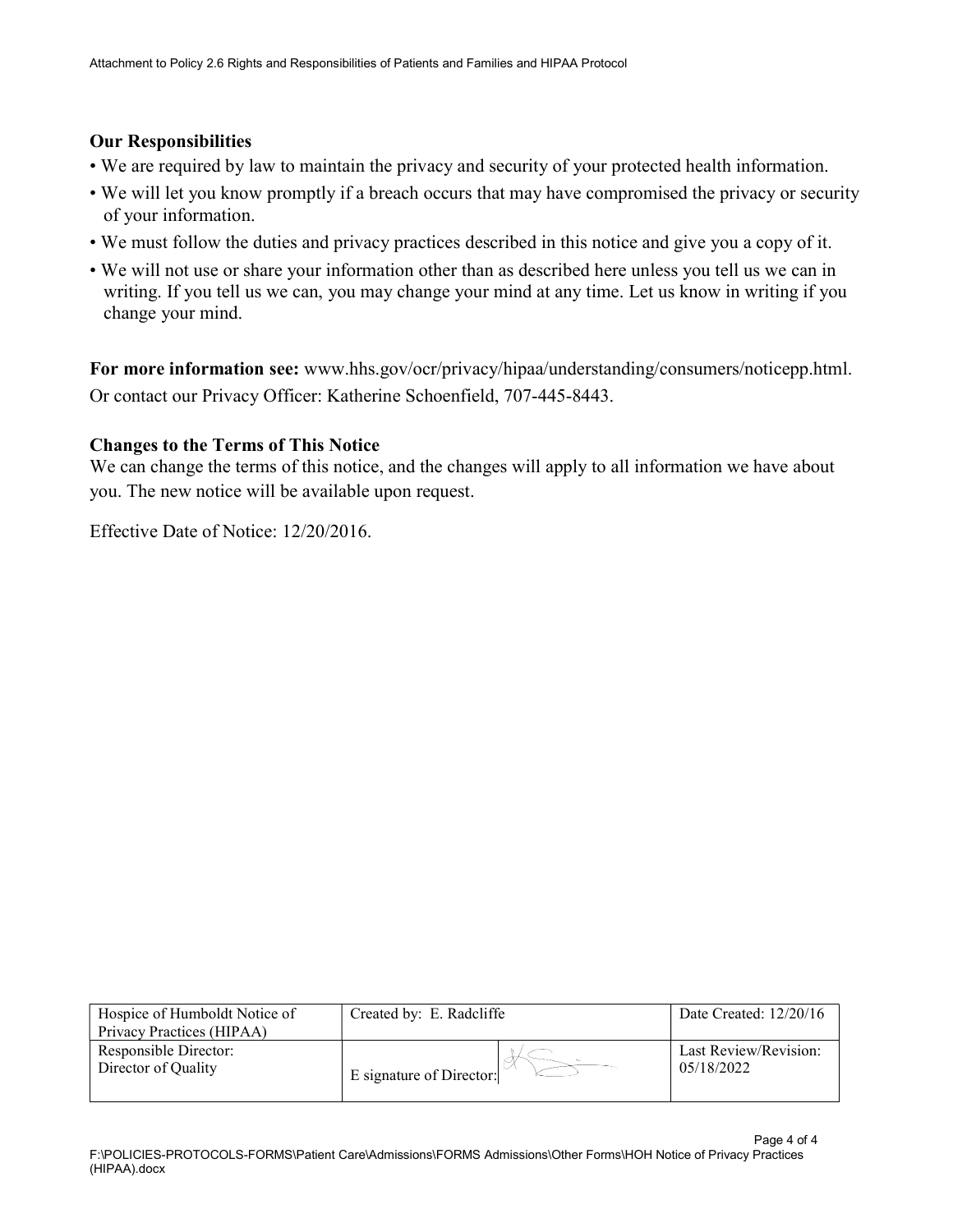### Our Responsibilities

- We are required by law to maintain the privacy and security of your protected health information.
- We will let you know promptly if a breach occurs that may have compromised the privacy or security of your information.
- We must follow the duties and privacy practices described in this notice and give you a copy of it.
- We will not use or share your information other than as described here unless you tell us we can in writing. If you tell us we can, you may change your mind at any time. Let us know in writing if you change your mind.

**For more information see:** www.hhs.gov/ocr/privacy/hipaa/understanding/consumers/noticepp.html.
Or contact our Privacy Officer: Katherine Schoenfield, 707-445-8443.

### Changes to the Terms of This Notice

We can change the terms of this notice, and the changes will apply to all information we have about you. The new notice will be available upon request.

Effective Date of Notice: 12/20/2016.

| | | |
|---|---|---|
| Hospice of Humboldt Notice of Privacy Practices (HIPAA) | Created by: E. Radcliffe | Date Created: 12/20/16 |
| Responsible Director: Director of Quality | E signature of Director: | Last Review/Revision: 05/18/2022 |

F:\POLICIES-PROTOCOLS-FORMS\Patient Care\Admissions\FORMS Admissions\Other Forms\HOH Notice of Privacy Practices (HIPAA).docx